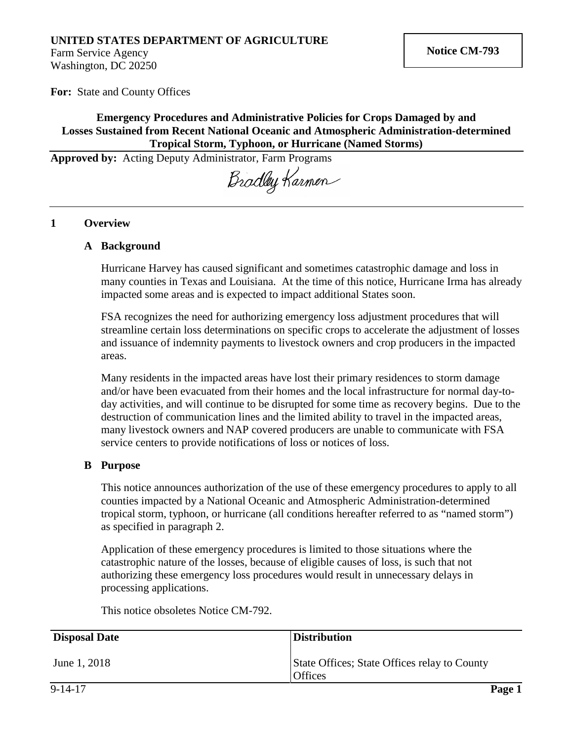**UNITED STATES DEPARTMENT OF AGRICULTURE**
Farm Service Agency
Washington, DC 20250

**Notice CM-793**

**For:** State and County Offices

**Emergency Procedures and Administrative Policies for Crops Damaged by and Losses Sustained from Recent National Oceanic and Atmospheric Administration-determined Tropical Storm, Typhoon, or Hurricane (Named Storms)**

**Approved by:** Acting Deputy Administrator, Farm Programs

Bradley Karmen

## 1 Overview

### A Background

Hurricane Harvey has caused significant and sometimes catastrophic damage and loss in many counties in Texas and Louisiana. At the time of this notice, Hurricane Irma has already impacted some areas and is expected to impact additional States soon.

FSA recognizes the need for authorizing emergency loss adjustment procedures that will streamline certain loss determinations on specific crops to accelerate the adjustment of losses and issuance of indemnity payments to livestock owners and crop producers in the impacted areas.

Many residents in the impacted areas have lost their primary residences to storm damage and/or have been evacuated from their homes and the local infrastructure for normal day-to-day activities, and will continue to be disrupted for some time as recovery begins. Due to the destruction of communication lines and the limited ability to travel in the impacted areas, many livestock owners and NAP covered producers are unable to communicate with FSA service centers to provide notifications of loss or notices of loss.

### B Purpose

This notice announces authorization of the use of these emergency procedures to apply to all counties impacted by a National Oceanic and Atmospheric Administration-determined tropical storm, typhoon, or hurricane (all conditions hereafter referred to as "named storm") as specified in paragraph 2.

Application of these emergency procedures is limited to those situations where the catastrophic nature of the losses, because of eligible causes of loss, is such that not authorizing these emergency loss procedures would result in unnecessary delays in processing applications.

This notice obsoletes Notice CM-792.

| Disposal Date | Distribution |
| --- | --- |
| June 1, 2018 | State Offices; State Offices relay to County Offices |

9-14-17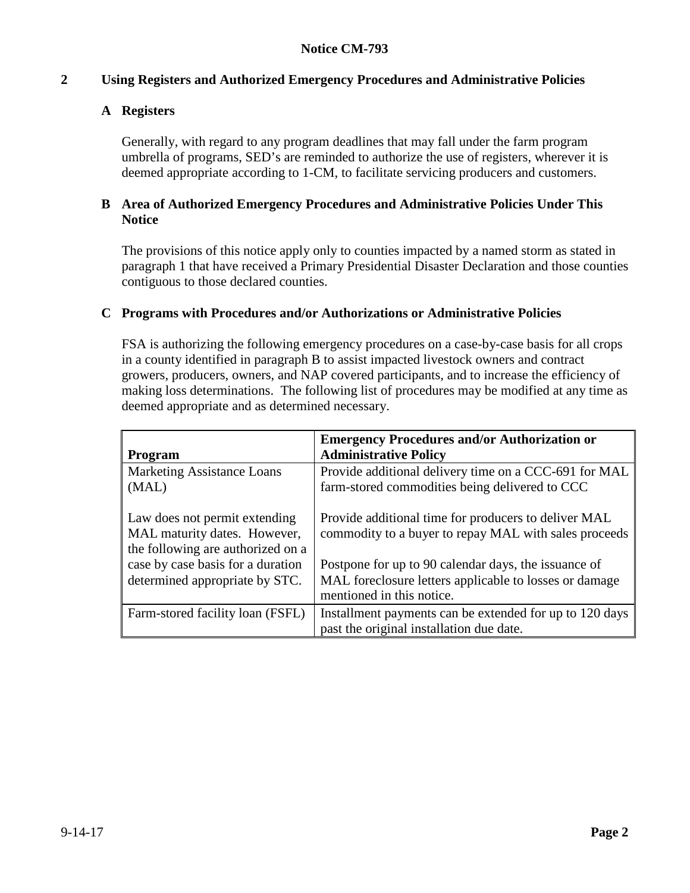**Notice CM-793**

## 2 Using Registers and Authorized Emergency Procedures and Administrative Policies

### A Registers

Generally, with regard to any program deadlines that may fall under the farm program umbrella of programs, SED's are reminded to authorize the use of registers, wherever it is deemed appropriate according to 1-CM, to facilitate servicing producers and customers.

### B Area of Authorized Emergency Procedures and Administrative Policies Under This Notice

The provisions of this notice apply only to counties impacted by a named storm as stated in paragraph 1 that have received a Primary Presidential Disaster Declaration and those counties contiguous to those declared counties.

### C Programs with Procedures and/or Authorizations or Administrative Policies

FSA is authorizing the following emergency procedures on a case-by-case basis for all crops in a county identified in paragraph B to assist impacted livestock owners and contract growers, producers, owners, and NAP covered participants, and to increase the efficiency of making loss determinations. The following list of procedures may be modified at any time as deemed appropriate and as determined necessary.

| Program | Emergency Procedures and/or Authorization or Administrative Policy |
|---|---|
| Marketing Assistance Loans (MAL)<br><br>Law does not permit extending MAL maturity dates. However, the following are authorized on a case by case basis for a duration determined appropriate by STC. | Provide additional delivery time on a CCC-691 for MAL farm-stored commodities being delivered to CCC<br><br>Provide additional time for producers to deliver MAL commodity to a buyer to repay MAL with sales proceeds<br><br>Postpone for up to 90 calendar days, the issuance of MAL foreclosure letters applicable to losses or damage mentioned in this notice. |
| Farm-stored facility loan (FSFL) | Installment payments can be extended for up to 120 days past the original installation due date. |

9-14-17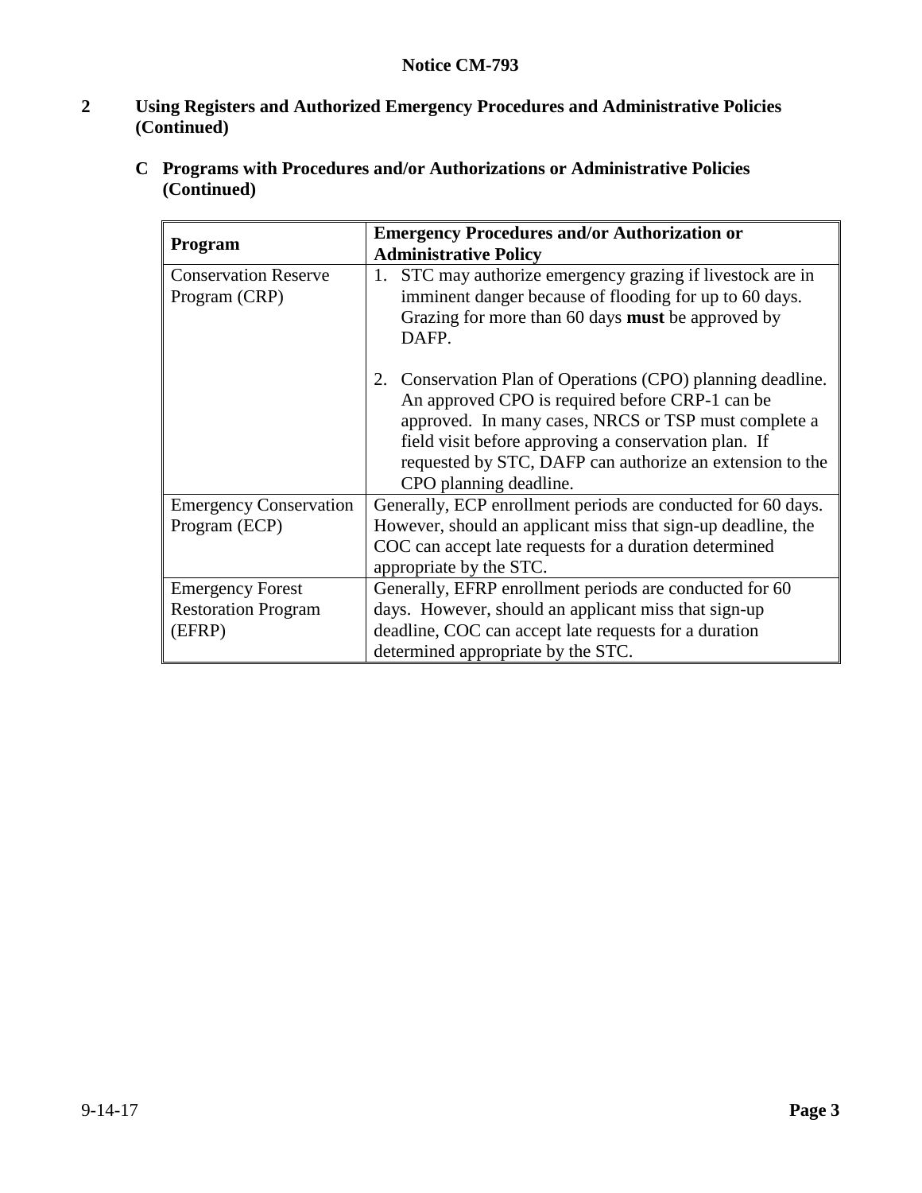**Notice CM-793**

## 2 Using Registers and Authorized Emergency Procedures and Administrative Policies (Continued)

### C Programs with Procedures and/or Authorizations or Administrative Policies (Continued)

| Program | Emergency Procedures and/or Authorization or Administrative Policy |
|---|---|
| Conservation Reserve Program (CRP) | 1. STC may authorize emergency grazing if livestock are in imminent danger because of flooding for up to 60 days. Grazing for more than 60 days **must** be approved by DAFP.<br><br>2. Conservation Plan of Operations (CPO) planning deadline. An approved CPO is required before CRP-1 can be approved. In many cases, NRCS or TSP must complete a field visit before approving a conservation plan. If requested by STC, DAFP can authorize an extension to the CPO planning deadline. |
| Emergency Conservation Program (ECP) | Generally, ECP enrollment periods are conducted for 60 days. However, should an applicant miss that sign-up deadline, the COC can accept late requests for a duration determined appropriate by the STC. |
| Emergency Forest Restoration Program (EFRP) | Generally, EFRP enrollment periods are conducted for 60 days. However, should an applicant miss that sign-up deadline, COC can accept late requests for a duration determined appropriate by the STC. |

9-14-17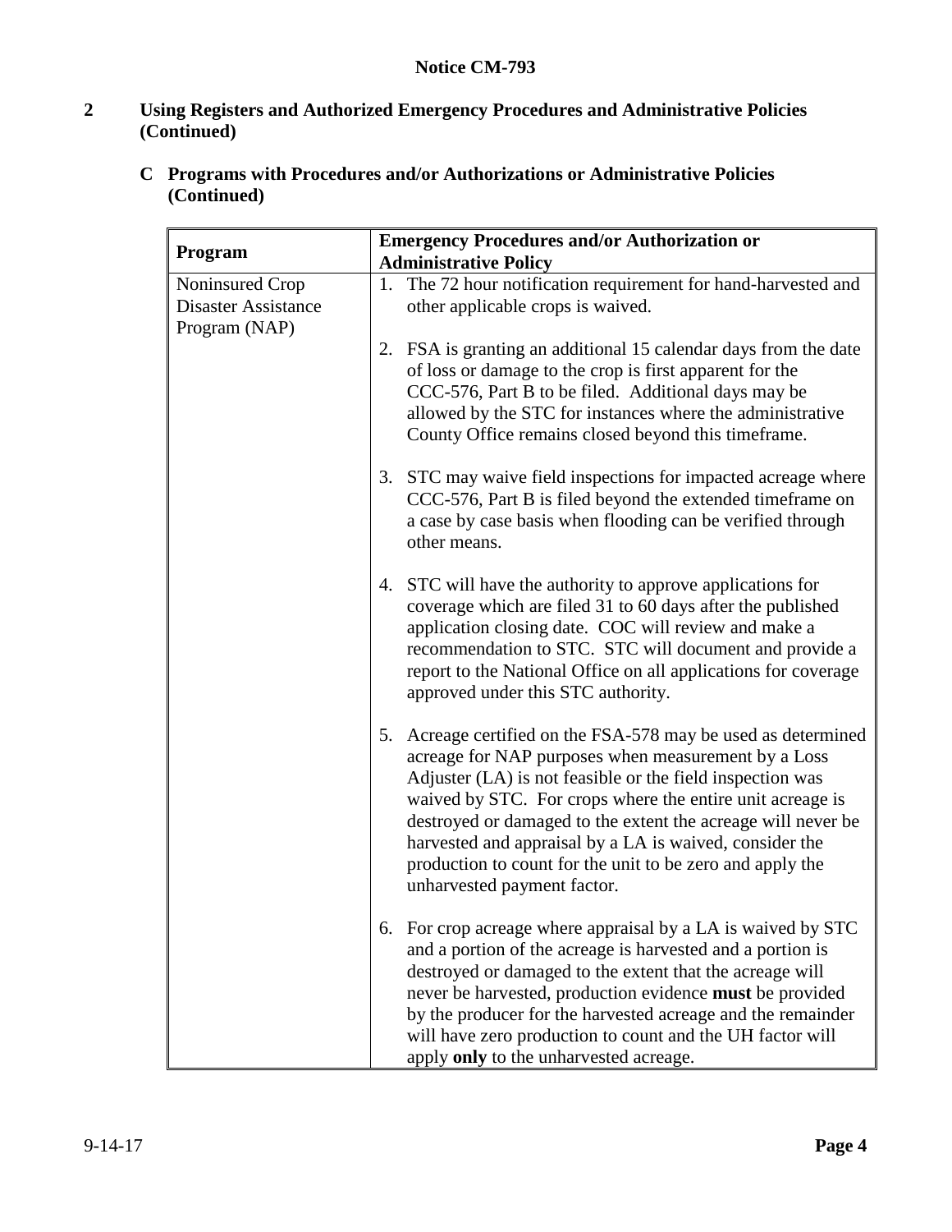**Notice CM-793**

## 2 Using Registers and Authorized Emergency Procedures and Administrative Policies (Continued)

### C Programs with Procedures and/or Authorizations or Administrative Policies (Continued)

| Program | Emergency Procedures and/or Authorization or Administrative Policy |
|---|---|
| Noninsured Crop Disaster Assistance Program (NAP) | 1. The 72 hour notification requirement for hand-harvested and other applicable crops is waived.<br><br>2. FSA is granting an additional 15 calendar days from the date of loss or damage to the crop is first apparent for the CCC-576, Part B to be filed. Additional days may be allowed by the STC for instances where the administrative County Office remains closed beyond this timeframe.<br><br>3. STC may waive field inspections for impacted acreage where CCC-576, Part B is filed beyond the extended timeframe on a case by case basis when flooding can be verified through other means.<br><br>4. STC will have the authority to approve applications for coverage which are filed 31 to 60 days after the published application closing date. COC will review and make a recommendation to STC. STC will document and provide a report to the National Office on all applications for coverage approved under this STC authority.<br><br>5. Acreage certified on the FSA-578 may be used as determined acreage for NAP purposes when measurement by a Loss Adjuster (LA) is not feasible or the field inspection was waived by STC. For crops where the entire unit acreage is destroyed or damaged to the extent the acreage will never be harvested and appraisal by a LA is waived, consider the production to count for the unit to be zero and apply the unharvested payment factor.<br><br>6. For crop acreage where appraisal by a LA is waived by STC and a portion of the acreage is harvested and a portion is destroyed or damaged to the extent that the acreage will never be harvested, production evidence **must** be provided by the producer for the harvested acreage and the remainder will have zero production to count and the UH factor will apply **only** to the unharvested acreage. |

9-14-17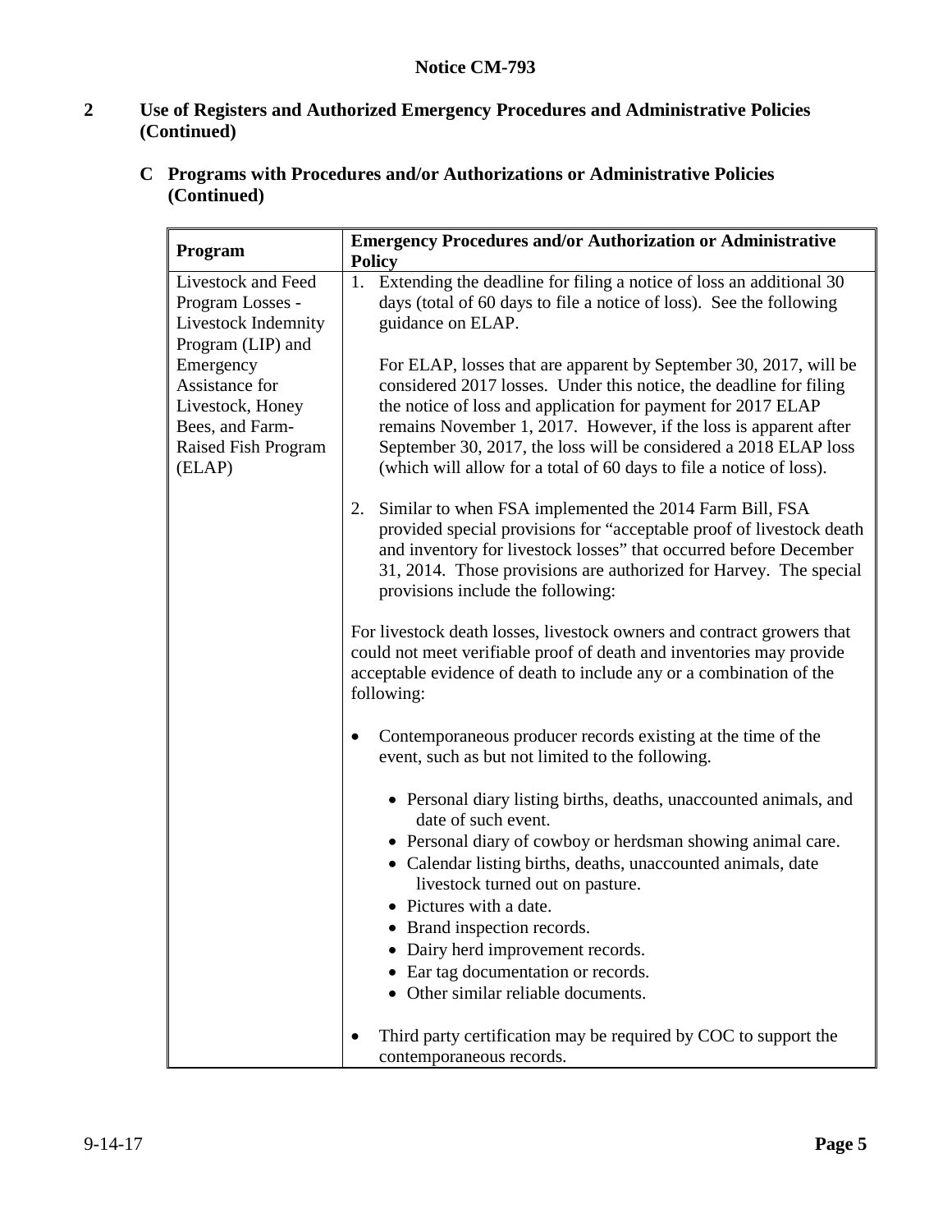**Notice CM-793**

## 2 Use of Registers and Authorized Emergency Procedures and Administrative Policies (Continued)

### C Programs with Procedures and/or Authorizations or Administrative Policies (Continued)

| Program | Emergency Procedures and/or Authorization or Administrative Policy |
|---|---|
| Livestock and Feed Program Losses - Livestock Indemnity Program (LIP) and Emergency Assistance for Livestock, Honey Bees, and Farm-Raised Fish Program (ELAP) | 1. Extending the deadline for filing a notice of loss an additional 30 days (total of 60 days to file a notice of loss). See the following guidance on ELAP.<br><br>For ELAP, losses that are apparent by September 30, 2017, will be considered 2017 losses. Under this notice, the deadline for filing the notice of loss and application for payment for 2017 ELAP remains November 1, 2017. However, if the loss is apparent after September 30, 2017, the loss will be considered a 2018 ELAP loss (which will allow for a total of 60 days to file a notice of loss).<br><br>2. Similar to when FSA implemented the 2014 Farm Bill, FSA provided special provisions for "acceptable proof of livestock death and inventory for livestock losses" that occurred before December 31, 2014. Those provisions are authorized for Harvey. The special provisions include the following:<br><br>For livestock death losses, livestock owners and contract growers that could not meet verifiable proof of death and inventories may provide acceptable evidence of death to include any or a combination of the following:<br><br>• Contemporaneous producer records existing at the time of the event, such as but not limited to the following.<br><br>• Personal diary listing births, deaths, unaccounted animals, and date of such event.<br>• Personal diary of cowboy or herdsman showing animal care.<br>• Calendar listing births, deaths, unaccounted animals, date livestock turned out on pasture.<br>• Pictures with a date.<br>• Brand inspection records.<br>• Dairy herd improvement records.<br>• Ear tag documentation or records.<br>• Other similar reliable documents.<br><br>• Third party certification may be required by COC to support the contemporaneous records. |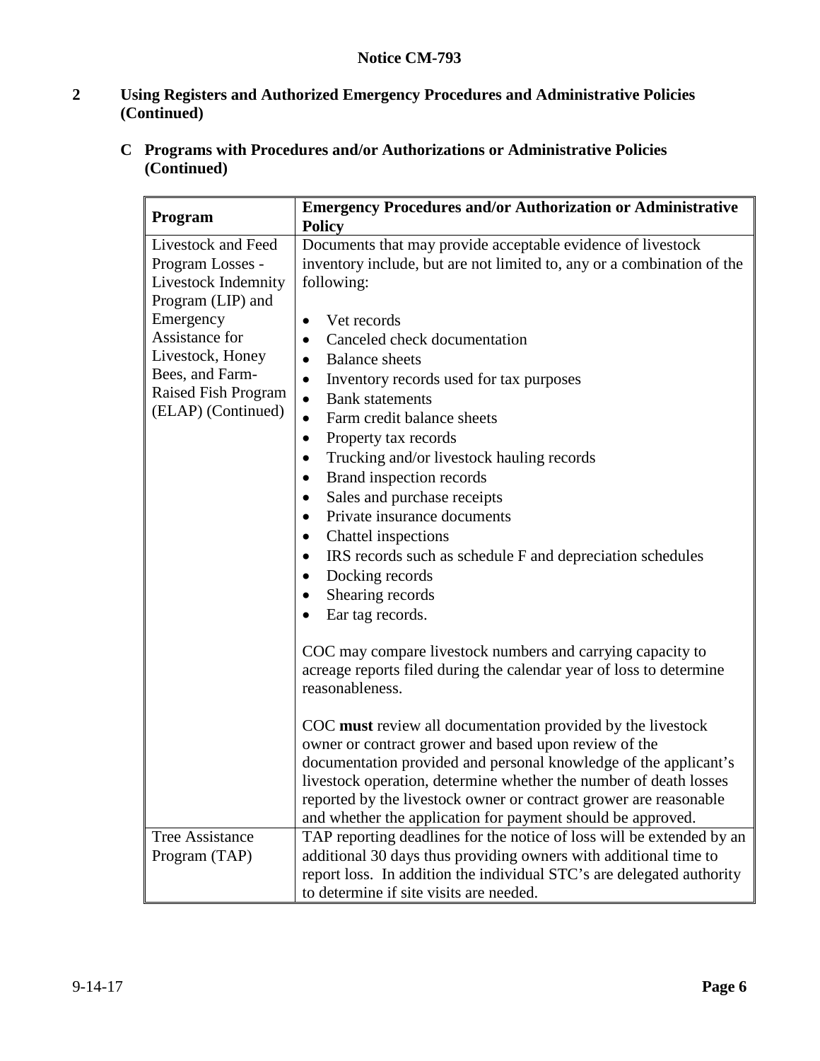**Notice CM-793**

## 2 Using Registers and Authorized Emergency Procedures and Administrative Policies (Continued)

### C Programs with Procedures and/or Authorizations or Administrative Policies (Continued)

| Program | Emergency Procedures and/or Authorization or Administrative Policy |
|---|---|
| Livestock and Feed Program Losses - Livestock Indemnity Program (LIP) and Emergency Assistance for Livestock, Honey Bees, and Farm-Raised Fish Program (ELAP) (Continued) | Documents that may provide acceptable evidence of livestock inventory include, but are not limited to, any or a combination of the following:<br><br>• Vet records<br>• Canceled check documentation<br>• Balance sheets<br>• Inventory records used for tax purposes<br>• Bank statements<br>• Farm credit balance sheets<br>• Property tax records<br>• Trucking and/or livestock hauling records<br>• Brand inspection records<br>• Sales and purchase receipts<br>• Private insurance documents<br>• Chattel inspections<br>• IRS records such as schedule F and depreciation schedules<br>• Docking records<br>• Shearing records<br>• Ear tag records.<br><br>COC may compare livestock numbers and carrying capacity to acreage reports filed during the calendar year of loss to determine reasonableness.<br><br>COC **must** review all documentation provided by the livestock owner or contract grower and based upon review of the documentation provided and personal knowledge of the applicant's livestock operation, determine whether the number of death losses reported by the livestock owner or contract grower are reasonable and whether the application for payment should be approved. |
| Tree Assistance Program (TAP) | TAP reporting deadlines for the notice of loss will be extended by an additional 30 days thus providing owners with additional time to report loss. In addition the individual STC's are delegated authority to determine if site visits are needed. |

9-14-17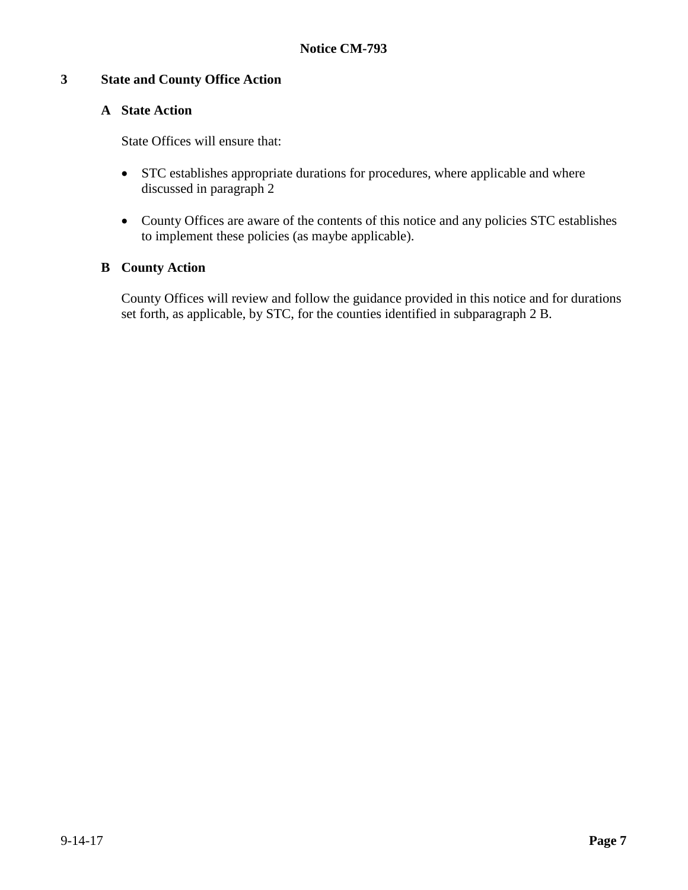## 3 State and County Office Action

### A State Action

State Offices will ensure that:

- STC establishes appropriate durations for procedures, where applicable and where discussed in paragraph 2
- County Offices are aware of the contents of this notice and any policies STC establishes to implement these policies (as maybe applicable).

### B County Action

County Offices will review and follow the guidance provided in this notice and for durations set forth, as applicable, by STC, for the counties identified in subparagraph 2 B.